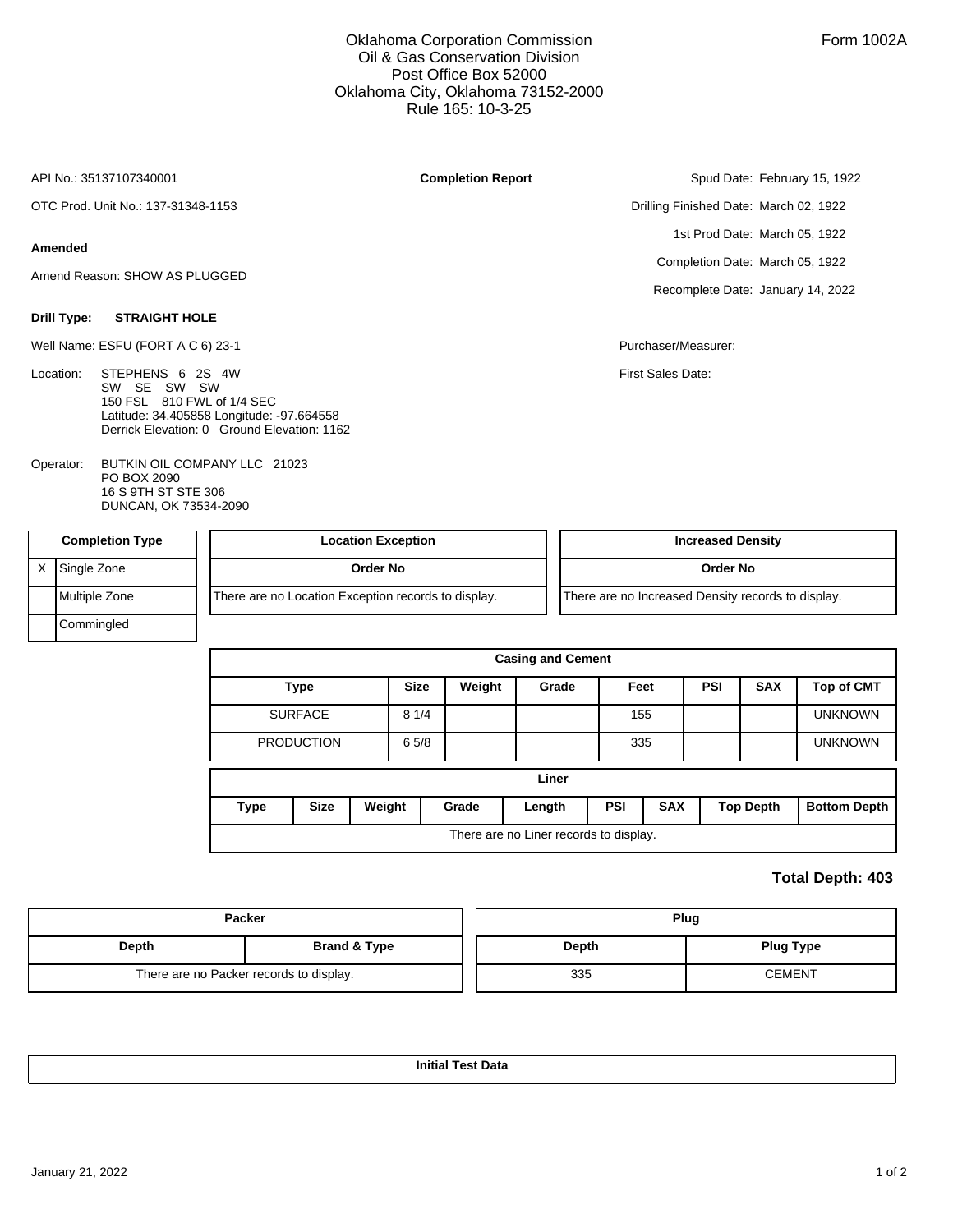Oklahoma Corporation Commission
Oil & Gas Conservation Division
Post Office Box 52000
Oklahoma City, Oklahoma 73152-2000
Rule 165: 10-3-25

Form 1002A

## Completion Report

API No.: 35137107340001

OTC Prod. Unit No.: 137-31348-1153

**Amended**

Amend Reason: SHOW AS PLUGGED

Spud Date: February 15, 1922

Drilling Finished Date: March 02, 1922

1st Prod Date: March 05, 1922

Completion Date: March 05, 1922

Recomplete Date: January 14, 2022

**Drill Type:** **STRAIGHT HOLE**

Well Name: ESFU (FORT A C 6) 23-1

Purchaser/Measurer:

First Sales Date:

Location: STEPHENS 6 2S 4W
SW SE SW SW
150 FSL 810 FWL of 1/4 SEC
Latitude: 34.405858 Longitude: -97.664558
Derrick Elevation: 0 Ground Elevation: 1162

Operator: BUTKIN OIL COMPANY LLC 21023
PO BOX 2090
16 S 9TH ST STE 306
DUNCAN, OK 73534-2090

| | Completion Type |
|---|---|
| X | Single Zone |
| | Multiple Zone |
| | Commingled |

| Location Exception |
|---|
| Order No |
| There are no Location Exception records to display. |

| Increased Density |
|---|
| Order No |
| There are no Increased Density records to display. |

**Casing and Cement**

| Type | Size | Weight | Grade | Feet | PSI | SAX | Top of CMT |
|---|---|---|---|---|---|---|---|
| SURFACE | 8 1/4 | | | 155 | | | UNKNOWN |
| PRODUCTION | 6 5/8 | | | 335 | | | UNKNOWN |

**Liner**

| Type | Size | Weight | Grade | Length | PSI | SAX | Top Depth | Bottom Depth |
|---|---|---|---|---|---|---|---|---|
| There are no Liner records to display. | | | | | | | | |

**Total Depth: 403**

**Packer**

| Depth | Brand & Type |
|---|---|
| There are no Packer records to display. | |

**Plug**

| Depth | Plug Type |
|---|---|
| 335 | CEMENT |

**Initial Test Data**

January 21, 2022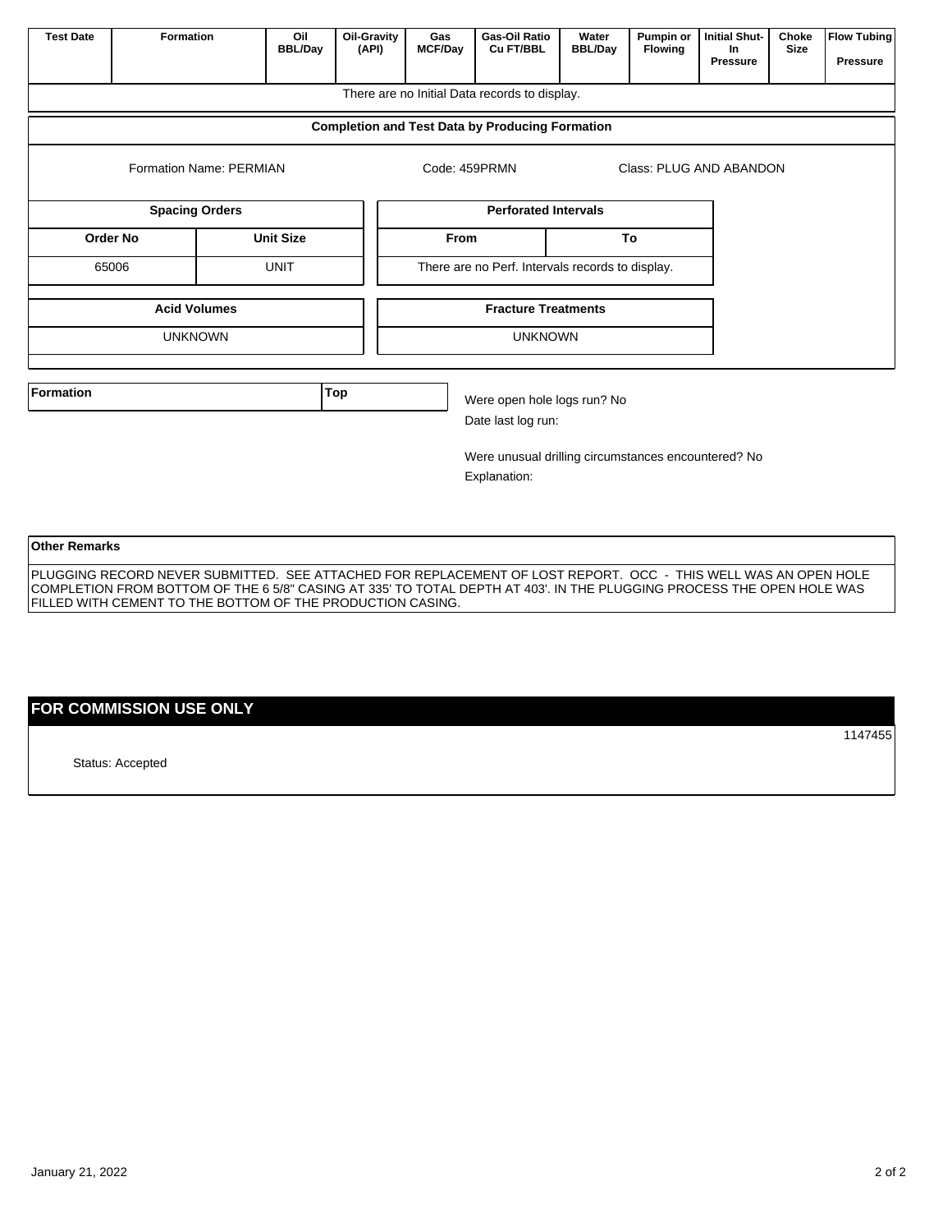| Test Date | Formation | Oil BBL/Day | Oil-Gravity (API) | Gas MCF/Day | Gas-Oil Ratio Cu FT/BBL | Water BBL/Day | Pumpin or Flowing | Initial Shut-In Pressure | Choke Size | Flow Tubing Pressure |
|---|---|---|---|---|---|---|---|---|---|---|
| There are no Initial Data records to display. | | | | | | | | | | |

## Completion and Test Data by Producing Formation

Formation Name: PERMIAN    Code: 459PRMN    Class: PLUG AND ABANDON

| Spacing Orders | |
|---|---|
| **Order No** | **Unit Size** |
| 65006 | UNIT |

| Perforated Intervals | |
|---|---|
| **From** | **To** |
| There are no Perf. Intervals records to display. | |

| Acid Volumes |
|---|
| UNKNOWN |

| Fracture Treatments |
|---|
| UNKNOWN |

| Formation | Top |
|---|---|

Were open hole logs run? No

Date last log run:

Were unusual drilling circumstances encountered? No

Explanation:

**Other Remarks**

PLUGGING RECORD NEVER SUBMITTED. SEE ATTACHED FOR REPLACEMENT OF LOST REPORT. OCC - THIS WELL WAS AN OPEN HOLE COMPLETION FROM BOTTOM OF THE 6 5/8" CASING AT 335' TO TOTAL DEPTH AT 403'. IN THE PLUGGING PROCESS THE OPEN HOLE WAS FILLED WITH CEMENT TO THE BOTTOM OF THE PRODUCTION CASING.

## FOR COMMISSION USE ONLY

1147455

Status: Accepted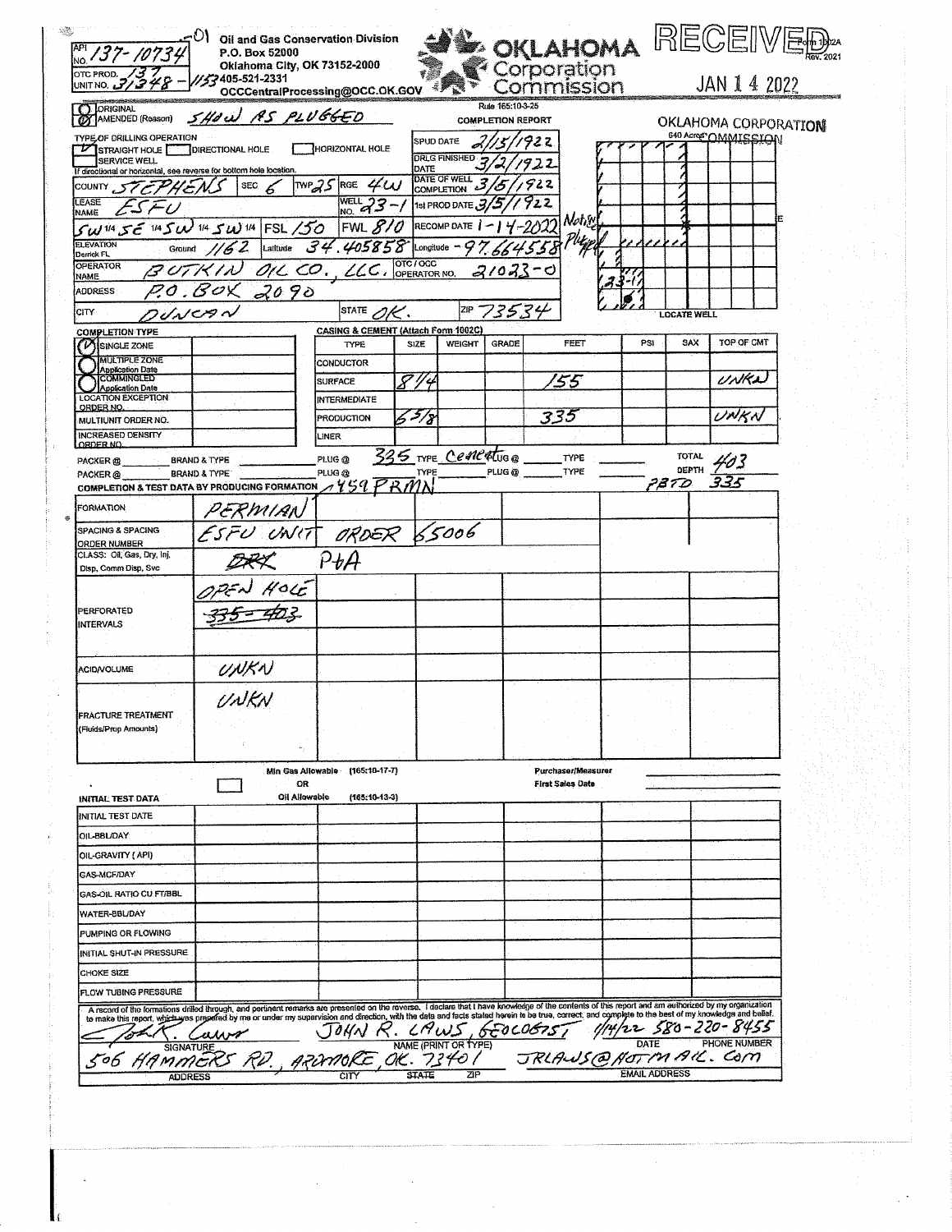API NO. 137-10734-01

OTC PROD. UNIT NO. 137-31348-115

Oil and Gas Conservation Division
P.O. Box 52000
Oklahoma City, OK 73152-2000
405-521-2331
OCCCentralProcessing@OCC.OK.GOV

**OKLAHOMA Corporation Commission**

Form 1002A Rev. 2021

RECEIVED JAN 14 2022 OKLAHOMA CORPORATION COMMISSION

Rule 165:10-3-25

# COMPLETION REPORT

ORIGINAL
☒ AMENDED (Reason) SHOW AS PLUGGED

TYPE OF DRILLING OPERATION
☒ STRAIGHT HOLE ☐ DIRECTIONAL HOLE ☐ HORIZONTAL HOLE
☐ SERVICE WELL
If directional or horizontal, see reverse for bottom hole location.

| | | | | | |
|---|---|---|---|---|---|
| COUNTY | STEPHENS | SEC | 6 | TWP 2S | RGE 4W |
| LEASE NAME | ESFU | | | WELL NO. | 23-1 |
| SW 1/4 SE 1/4 SW 1/4 SW 1/4 | | FSL | 150 | FWL | 810 |
| ELEVATION Derrick FL | Ground 1162 | Latitude | 34.405858 | Longitude | -97.664558 |
| OPERATOR NAME | BUTKIN OIL CO., LLC. | | | OTC/OCC OPERATOR NO. | 21023-0 |
| ADDRESS | P.O. BOX 2090 | | | | |
| CITY | DUNCAN | STATE | OK. | ZIP | 73534 |

| | |
|---|---|
| SPUD DATE | 2/15/1922 |
| DRLG FINISHED DATE | 3/2/1922 |
| DATE OF WELL COMPLETION | 3/5/1922 |
| 1st PROD DATE | 3/5/1922 |
| RECOMP DATE | 1-14-2022 |

Notice Plugged

640 Acres — LOCATE WELL (23-1)

**COMPLETION TYPE**

- ☒ SINGLE ZONE
- ☐ MULTIPLE ZONE Application Date
- ☐ COMMINGLED Application Date
- LOCATION EXCEPTION ORDER NO.
- MULTIUNIT ORDER NO.
- INCREASED DENSITY ORDER NO.

**CASING & CEMENT (Attach Form 1002C)**

| TYPE | SIZE | WEIGHT | GRADE | FEET | PSI | SAX | TOP OF CMT |
|---|---|---|---|---|---|---|---|
| CONDUCTOR | | | | | | | |
| SURFACE | 8 1/4 | | | 155 | | | UNKN |
| INTERMEDIATE | | | | | | | |
| PRODUCTION | 6 5/8 | | | 335 | | | UNKN |
| LINER | | | | | | | |

PACKER @ ____ BRAND & TYPE ____ PLUG @ 335 TYPE Cement PLUG @ ____ TYPE ____ TOTAL DEPTH 403
PACKER @ ____ BRAND & TYPE ____ PLUG @ ____ TYPE ____ PLUG @ ____ TYPE ____ PBTD 335

**COMPLETION & TEST DATA BY PRODUCING FORMATION** 459 PRMN

| | | | | |
|---|---|---|---|---|
| FORMATION | PERMIAN | | | |
| SPACING & SPACING ORDER NUMBER | ESFU UNIT ORDER 65006 | | | |
| CLASS: Oil, Gas, Dry, Inj, Disp, Comm Disp, Svc | ~~DRY~~ P&A | | | |
| PERFORATED INTERVALS | OPEN HOLE ~~335-403~~ | | | |
| ACID/VOLUME | UNKN | | | |
| FRACTURE TREATMENT (Fluids/Prop Amounts) | UNKN | | | |

Min Gas Allowable (165:10-17-7) OR Oil Allowable (165:10-13-3)

Purchaser/Measurer
First Sales Date

**INITIAL TEST DATA**

| | | | |
|---|---|---|---|
| INITIAL TEST DATE | | | |
| OIL-BBL/DAY | | | |
| OIL-GRAVITY (API) | | | |
| GAS-MCF/DAY | | | |
| GAS-OIL RATIO CU FT/BBL | | | |
| WATER-BBL/DAY | | | |
| PUMPING OR FLOWING | | | |
| INITIAL SHUT-IN PRESSURE | | | |
| CHOKE SIZE | | | |
| FLOW TUBING PRESSURE | | | |

A record of the formations drilled through, and pertinent remarks are presented on the reverse. I declare that I have knowledge of the contents of this report and am authorized by my organization to make this report, which was prepared by me or under my supervision and direction, with the data and facts stated herein to be true, correct, and complete to the best of my knowledge and belief.

| SIGNATURE | NAME (PRINT OR TYPE) | DATE | PHONE NUMBER |
|---|---|---|---|
| John R. Laws | JOHN R. LAWS, GEOLOGIST | 1/14/22 | 580-220-8455 |

| ADDRESS | CITY | STATE | ZIP | EMAIL ADDRESS |
|---|---|---|---|---|
| 506 HAMMERS RD. | ARDMORE | OK. | 73401 | JRLAWS@HOTMAIL.COM |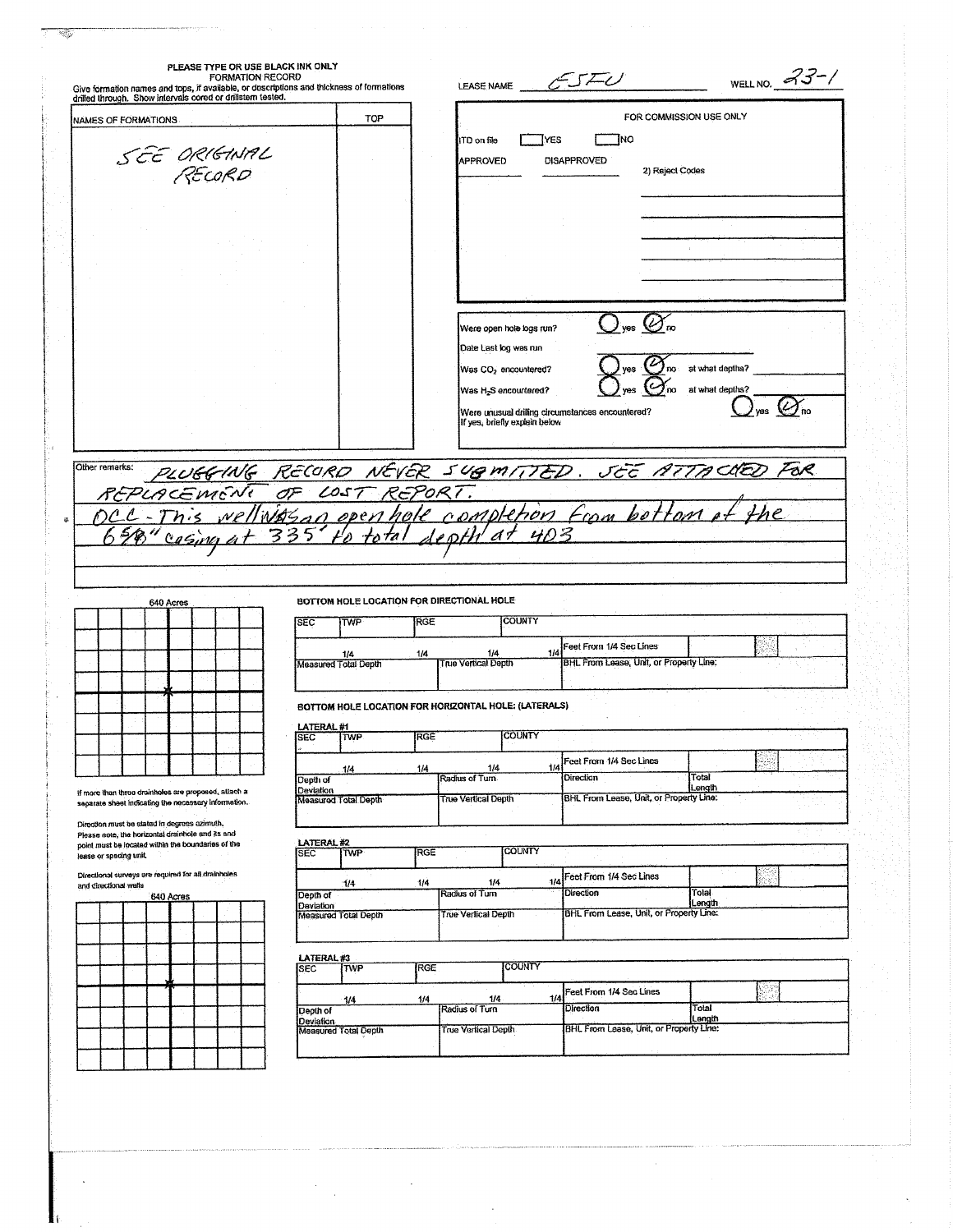PLEASE TYPE OR USE BLACK INK ONLY

FORMATION RECORD

Give formation names and tops, if available, or descriptions and thickness of formations drilled through. Show intervals cored or drillstem tested.

LEASE NAME ESFU WELL NO. 23-1

| NAMES OF FORMATIONS | TOP |
| --- | --- |
| SEE ORIGINAL RECORD | |

FOR COMMISSION USE ONLY

ITD on file [ ] YES [ ] NO

APPROVED DISAPPROVED 2) Reject Codes

Were open hole logs run? ( ) yes (✓) no

Date Last log was run

Was $CO_2$ encountered? ( ) yes (✓) no at what depths?

Was $H_2S$ encountered? ( ) yes (✓) no at what depths?

Were unusual drilling circumstances encountered? ( ) yes (✓) no

If yes, briefly explain below

Other remarks: PLUGGING RECORD NEVER SUBMITTED. SEE ATTACHED FOR REPLACEMENT OF LOST REPORT.

OCC - This well was an open hole completion from bottom of the 6 5/8" casing at 335' to total depth at 403

640 Acres

If more than three drainholes are proposed, attach a separate sheet indicating the necessary information.

Direction must be stated in degrees azimuth. Please note, the horizontal drainhole and its end point must be located within the boundaries of the lease or spacing unit.

Directional surveys are required for all drainholes and directional wells

640 Acres

## BOTTOM HOLE LOCATION FOR DIRECTIONAL HOLE

| SEC | TWP | RGE | COUNTY | |
| --- | --- | --- | --- | --- |
| 1/4 | 1/4 | 1/4 | 1/4 | Feet From 1/4 Sec Lines |
| Measured Total Depth | | True Vertical Depth | | BHL From Lease, Unit, or Property Line: |

## BOTTOM HOLE LOCATION FOR HORIZONTAL HOLE: (LATERALS)

LATERAL #1

| SEC | TWP | RGE | COUNTY | |
| --- | --- | --- | --- | --- |
| 1/4 | 1/4 | 1/4 | 1/4 | Feet From 1/4 Sec Lines |
| Depth of Deviation | | Radius of Turn | Direction | Total Length |
| Measured Total Depth | | True Vertical Depth | BHL From Lease, Unit, or Property Line: | |

LATERAL #2

| SEC | TWP | RGE | COUNTY | |
| --- | --- | --- | --- | --- |
| 1/4 | 1/4 | 1/4 | 1/4 | Feet From 1/4 Sec Lines |
| Depth of Deviation | | Radius of Turn | Direction | Total Length |
| Measured Total Depth | | True Vertical Depth | BHL From Lease, Unit, or Property Line: | |

LATERAL #3

| SEC | TWP | RGE | COUNTY | |
| --- | --- | --- | --- | --- |
| 1/4 | 1/4 | 1/4 | 1/4 | Feet From 1/4 Sec Lines |
| Depth of Deviation | | Radius of Turn | Direction | Total Length |
| Measured Total Depth | | True Vertical Depth | BHL From Lease, Unit, or Property Line: | |